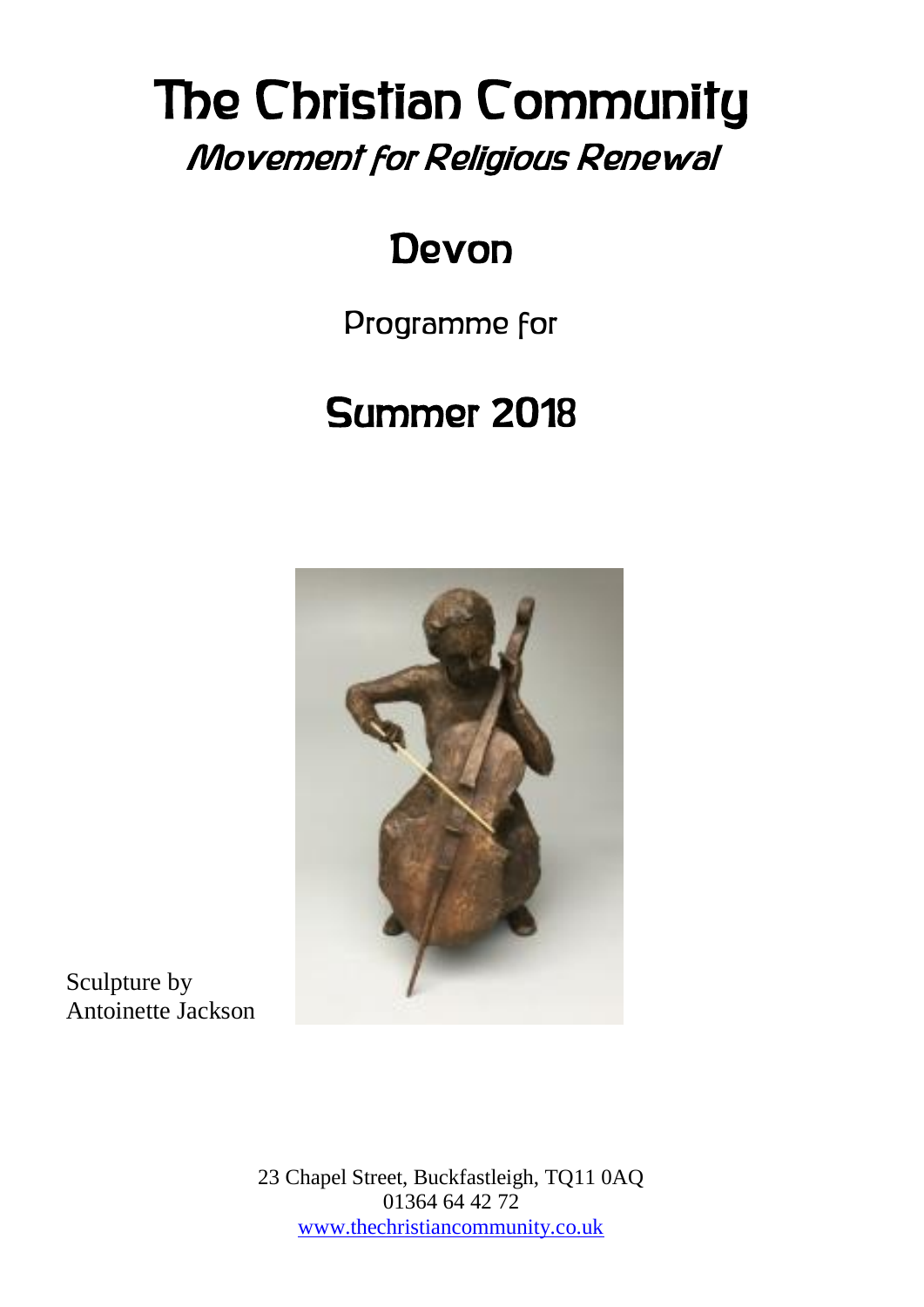# The Christian Community

## *Movement for Religious Renewal*

# Devon

Programme for

# Summer 2018

Sculpture by Antoinette Jackson

23 Chapel Street, Buckfastleigh, TQ11 0AQ
01364 64 42 72
www.thechristiancommunity.co.uk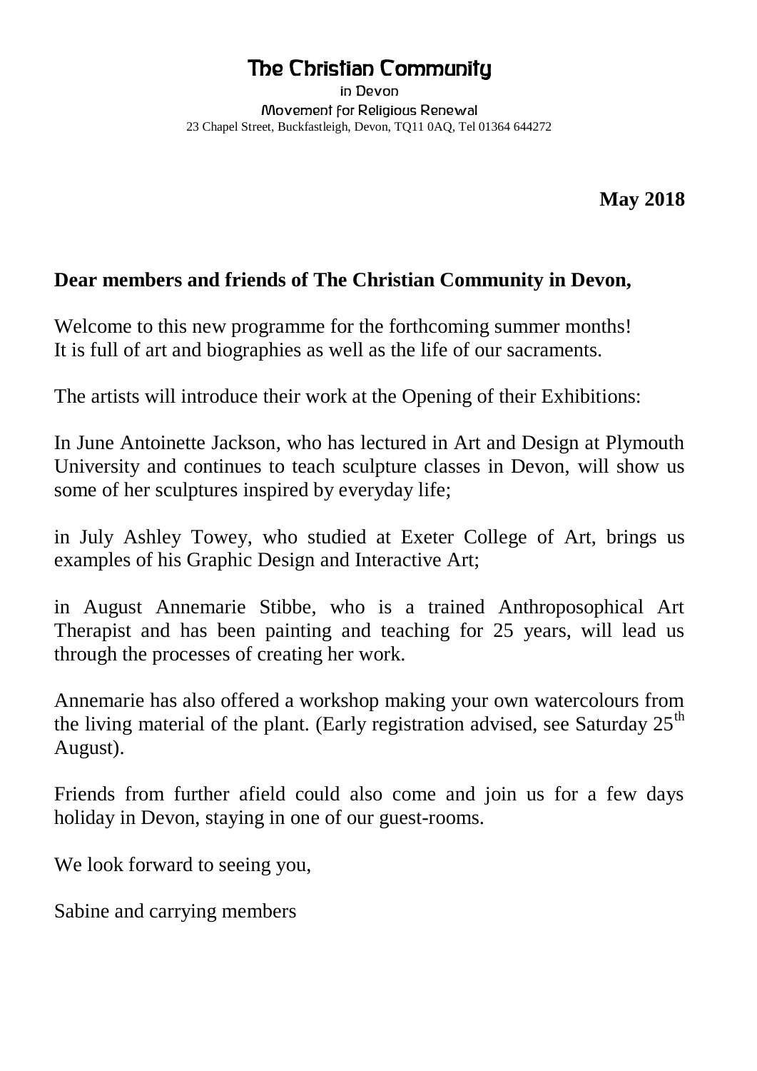# The Christian Community

in Devon

Movement for Religious Renewal

23 Chapel Street, Buckfastleigh, Devon, TQ11 0AQ, Tel 01364 644272

**May 2018**

**Dear members and friends of The Christian Community in Devon,**

Welcome to this new programme for the forthcoming summer months! It is full of art and biographies as well as the life of our sacraments.

The artists will introduce their work at the Opening of their Exhibitions:

In June Antoinette Jackson, who has lectured in Art and Design at Plymouth University and continues to teach sculpture classes in Devon, will show us some of her sculptures inspired by everyday life;

in July Ashley Towey, who studied at Exeter College of Art, brings us examples of his Graphic Design and Interactive Art;

in August Annemarie Stibbe, who is a trained Anthroposophical Art Therapist and has been painting and teaching for 25 years, will lead us through the processes of creating her work.

Annemarie has also offered a workshop making your own watercolours from the living material of the plant. (Early registration advised, see Saturday 25th August).

Friends from further afield could also come and join us for a few days holiday in Devon, staying in one of our guest-rooms.

We look forward to seeing you,

Sabine and carrying members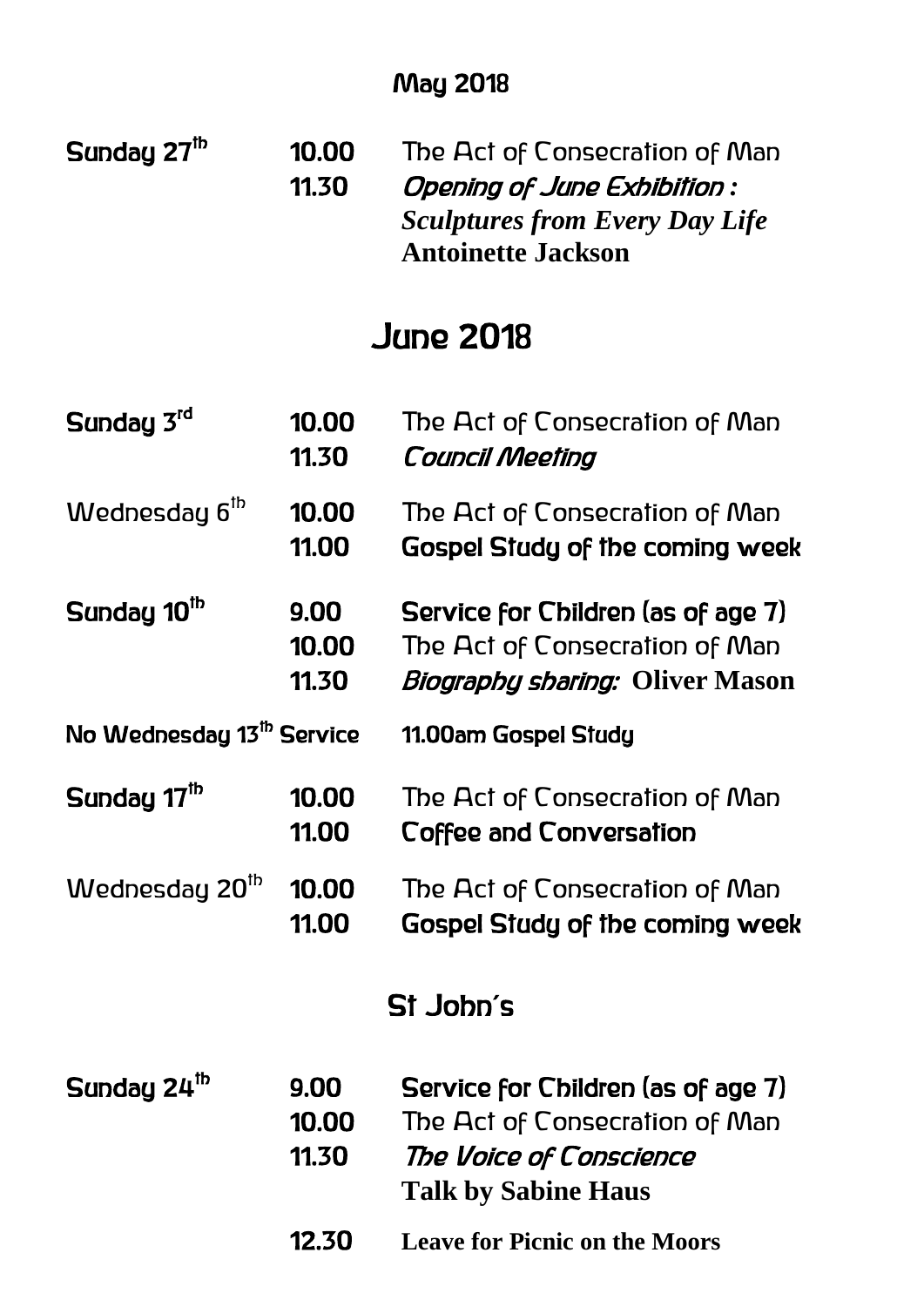## May 2018

| | | |
|---|---|---|
| **Sunday 27th** | **10.00** | The Act of Consecration of Man |
| | **11.30** | *Opening of June Exhibition :* |
| | | ***Sculptures from Every Day Life*** |
| | | **Antoinette Jackson** |

# June 2018

| | | |
|---|---|---|
| **Sunday 3rd** | **10.00** | The Act of Consecration of Man |
| | **11.30** | *Council Meeting* |
| Wednesday 6th | **10.00** | The Act of Consecration of Man |
| | **11.00** | **Gospel Study of the coming week** |
| **Sunday 10th** | **9.00** | **Service for Children (as of age 7)** |
| | **10.00** | The Act of Consecration of Man |
| | **11.30** | *Biography sharing:* **Oliver Mason** |
| **No Wednesday 13th Service** | | **11.00am Gospel Study** |
| **Sunday 17th** | **10.00** | The Act of Consecration of Man |
| | **11.00** | **Coffee and Conversation** |
| Wednesday 20th | **10.00** | The Act of Consecration of Man |
| | **11.00** | **Gospel Study of the coming week** |

## St John's

| | | |
|---|---|---|
| **Sunday 24th** | **9.00** | **Service for Children (as of age 7)** |
| | **10.00** | The Act of Consecration of Man |
| | **11.30** | *The Voice of Conscience* |
| | | **Talk by Sabine Haus** |
| | **12.30** | **Leave for Picnic on the Moors** |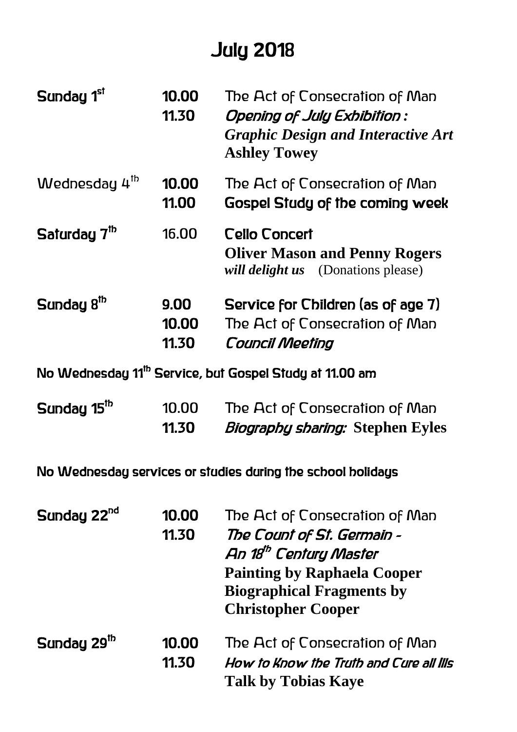# July 2018

| | | |
|---|---|---|
| **Sunday 1st** | **10.00** | The Act of Consecration of Man |
| | **11.30** | ***Opening of July Exhibition :*** |
| | | ***Graphic Design and Interactive Art*** |
| | | **Ashley Towey** |
| Wednesday 4th | **10.00** | The Act of Consecration of Man |
| | **11.00** | **Gospel Study of the coming week** |
| **Saturday 7th** | 16.00 | **Cello Concert** |
| | | **Oliver Mason and Penny Rogers** |
| | | ***will delight us*** (Donations please) |
| **Sunday 8th** | **9.00** | **Service for Children (as of age 7)** |
| | **10.00** | The Act of Consecration of Man |
| | **11.30** | ***Council Meeting*** |

**No Wednesday 11th Service, but Gospel Study at 11.00 am**

| | | |
|---|---|---|
| **Sunday 15th** | 10.00 | The Act of Consecration of Man |
| | **11.30** | *Biography sharing:* **Stephen Eyles** |

**No Wednesday services or studies during the school holidays**

| | | |
|---|---|---|
| **Sunday 22nd** | **10.00** | The Act of Consecration of Man |
| | **11.30** | *The Count of St. Germain -* |
| | | *An 18th Century Master* |
| | | **Painting by Raphaela Cooper** |
| | | **Biographical Fragments by** |
| | | **Christopher Cooper** |
| **Sunday 29th** | **10.00** | The Act of Consecration of Man |
| | **11.30** | *How to Know the Truth and Cure all Ills* |
| | | **Talk by Tobias Kaye** |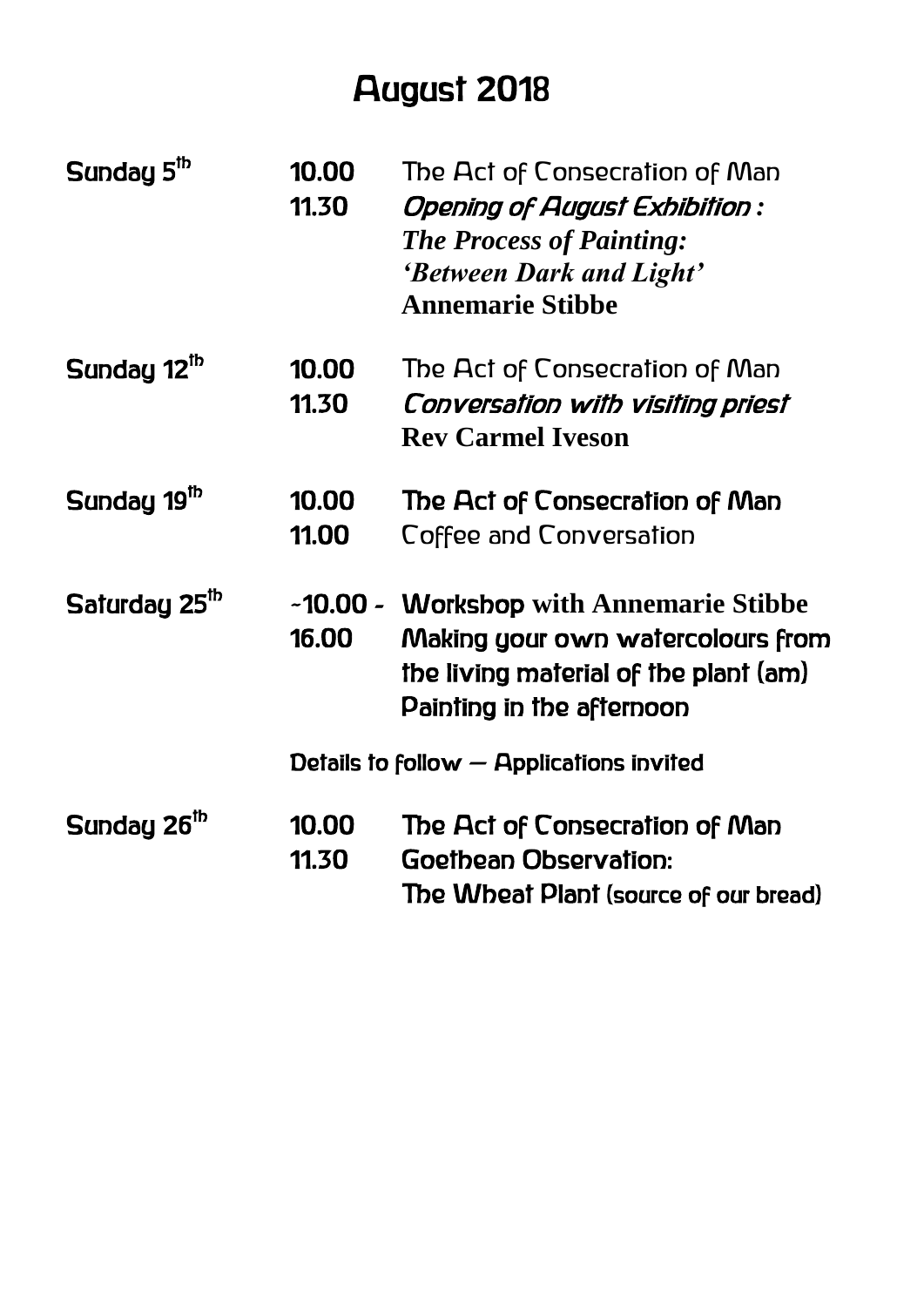# August 2018

| | | |
|---|---|---|
| **Sunday 5th** | **10.00** | The Act of Consecration of Man |
| | **11.30** | *Opening of August Exhibition :* |
| | | ***The Process of Painting:*** |
| | | ***'Between Dark and Light'*** |
| | | **Annemarie Stibbe** |
| **Sunday 12th** | **10.00** | The Act of Consecration of Man |
| | **11.30** | *Conversation with visiting priest* |
| | | **Rev Carmel Iveson** |
| **Sunday 19th** | **10.00** | The Act of Consecration of Man |
| | **11.00** | Coffee and Conversation |
| **Saturday 25th** | **~10.00 -** | **Workshop with Annemarie Stibbe** |
| | **16.00** | Making your own watercolours from the living material of the plant (am) |
| | | Painting in the afternoon |
| | | Details to follow – Applications invited |
| **Sunday 26th** | **10.00** | The Act of Consecration of Man |
| | **11.30** | Goethean Observation: |
| | | The Wheat Plant (source of our bread) |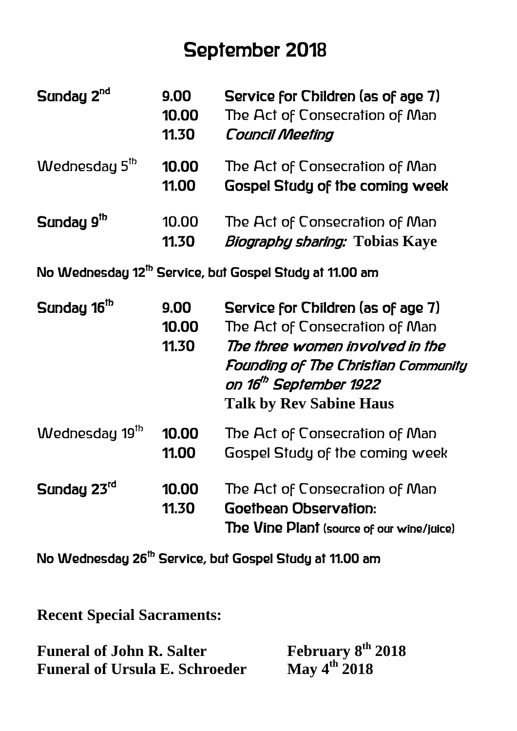# September 2018

| | | |
|---|---|---|
| **Sunday 2nd** | **9.00** | **Service for Children (as of age 7)** |
| | **10.00** | The Act of Consecration of Man |
| | **11.30** | ***Council Meeting*** |
| Wednesday 5th | **10.00** | The Act of Consecration of Man |
| | **11.00** | **Gospel Study of the coming week** |
| **Sunday 9th** | 10.00 | The Act of Consecration of Man |
| | **11.30** | *Biography sharing:* **Tobias Kaye** |

**No Wednesday 12th Service, but Gospel Study at 11.00 am**

| | | |
|---|---|---|
| **Sunday 16th** | **9.00** | **Service for Children (as of age 7)** |
| | **10.00** | The Act of Consecration of Man |
| | **11.30** | *The three women involved in the Founding of The Christian Community on 16th September 1922* **Talk by Rev Sabine Haus** |
| Wednesday 19th | **10.00** | The Act of Consecration of Man |
| | **11.00** | Gospel Study of the coming week |
| **Sunday 23rd** | **10.00** | The Act of Consecration of Man |
| | **11.30** | **Goethean Observation: The Vine Plant** (source of our wine/juice) |

**No Wednesday 26th Service, but Gospel Study at 11.00 am**

**Recent Special Sacraments:**

**Funeral of John R. Salter — February 8th 2018**
**Funeral of Ursula E. Schroeder — May 4th 2018**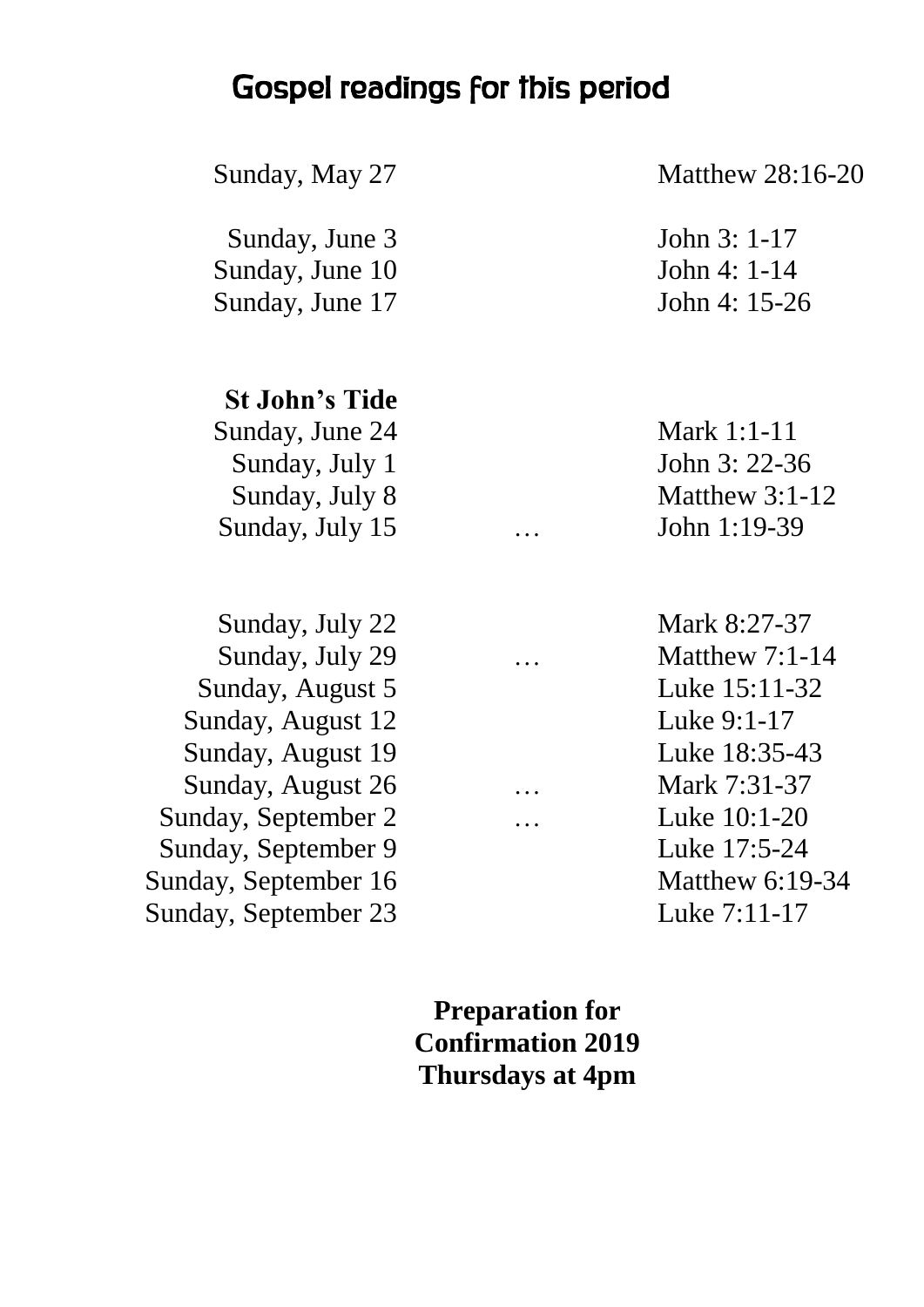# Gospel readings for this period

| | | |
|---|---|---|
| Sunday, May 27 | | Matthew 28:16-20 |
| | | |
| Sunday, June 3 | | John 3: 1-17 |
| Sunday, June 10 | | John 4: 1-14 |
| Sunday, June 17 | | John 4: 15-26 |
| | | |
| **St John's Tide** | | |
| Sunday, June 24 | | Mark 1:1-11 |
| Sunday, July 1 | | John 3: 22-36 |
| Sunday, July 8 | | Matthew 3:1-12 |
| Sunday, July 15 | … | John 1:19-39 |
| | | |
| Sunday, July 22 | | Mark 8:27-37 |
| Sunday, July 29 | … | Matthew 7:1-14 |
| Sunday, August 5 | | Luke 15:11-32 |
| Sunday, August 12 | | Luke 9:1-17 |
| Sunday, August 19 | | Luke 18:35-43 |
| Sunday, August 26 | … | Mark 7:31-37 |
| Sunday, September 2 | … | Luke 10:1-20 |
| Sunday, September 9 | | Luke 17:5-24 |
| Sunday, September 16 | | Matthew 6:19-34 |
| Sunday, September 23 | | Luke 7:11-17 |

**Preparation for Confirmation 2019**
**Thursdays at 4pm**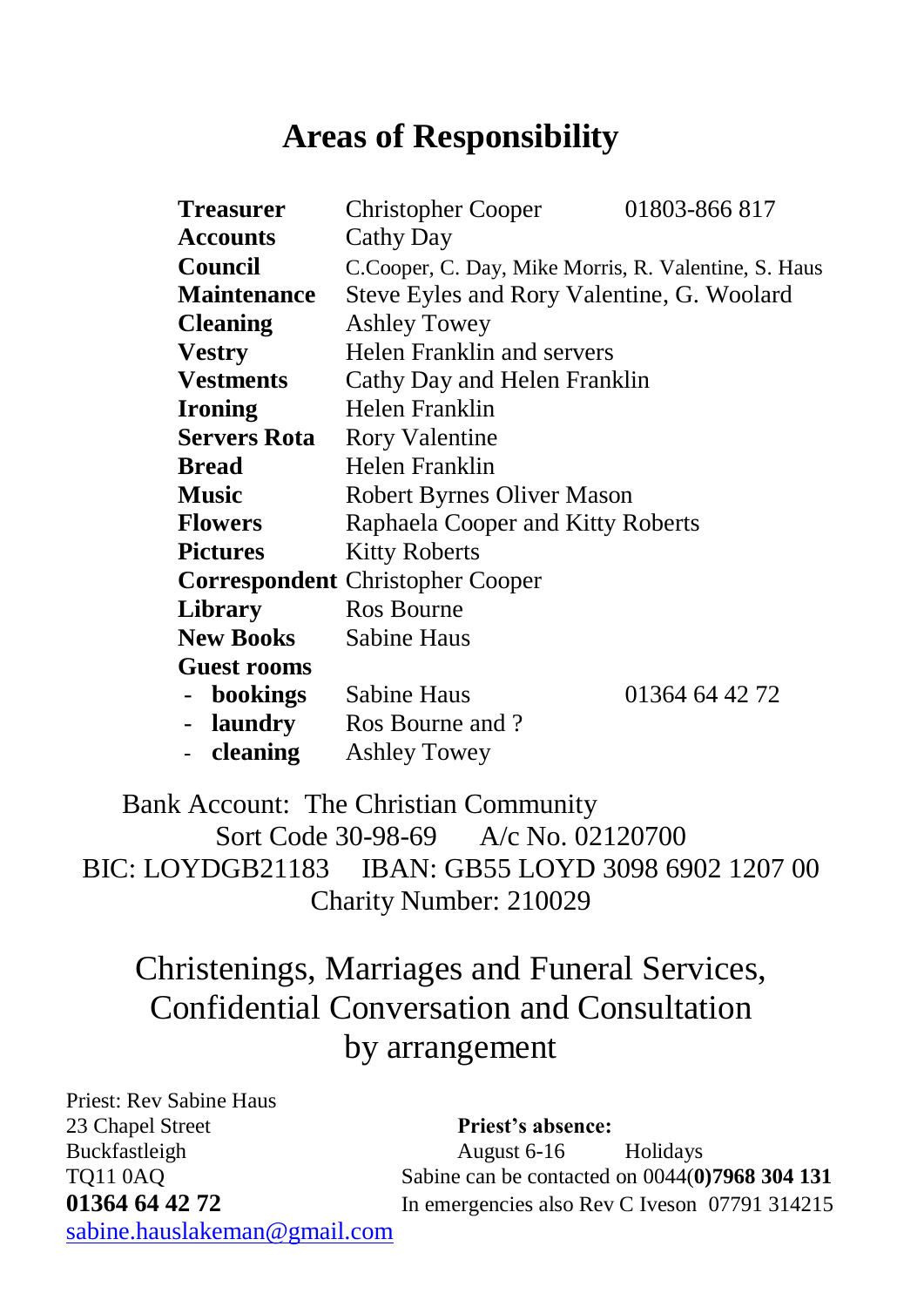# Areas of Responsibility

| | | |
|---|---|---|
| **Treasurer** | Christopher Cooper | 01803-866 817 |
| **Accounts** | Cathy Day | |
| **Council** | C.Cooper, C. Day, Mike Morris, R. Valentine, S. Haus | |
| **Maintenance** | Steve Eyles and Rory Valentine, G. Woolard | |
| **Cleaning** | Ashley Towey | |
| **Vestry** | Helen Franklin and servers | |
| **Vestments** | Cathy Day and Helen Franklin | |
| **Ironing** | Helen Franklin | |
| **Servers Rota** | Rory Valentine | |
| **Bread** | Helen Franklin | |
| **Music** | Robert Byrnes Oliver Mason | |
| **Flowers** | Raphaela Cooper and Kitty Roberts | |
| **Pictures** | Kitty Roberts | |
| **Correspondent** | Christopher Cooper | |
| **Library** | Ros Bourne | |
| **New Books** | Sabine Haus | |
| **Guest rooms** | | |
| - **bookings** | Sabine Haus | 01364 64 42 72 |
| - **laundry** | Ros Bourne and ? | |
| - **cleaning** | Ashley Towey | |

Bank Account: The Christian Community
Sort Code 30-98-69 A/c No. 02120700
BIC: LOYDGB21183 IBAN: GB55 LOYD 3098 6902 1207 00
Charity Number: 210029

## Christenings, Marriages and Funeral Services, Confidential Conversation and Consultation by arrangement

Priest: Rev Sabine Haus
23 Chapel Street
Buckfastleigh
TQ11 0AQ
**01364 64 42 72**
sabine.hauslakeman@gmail.com

**Priest's absence:**
August 6-16 Holidays
Sabine can be contacted on 0044(**0)7968 304 131**
In emergencies also Rev C Iveson 07791 314215